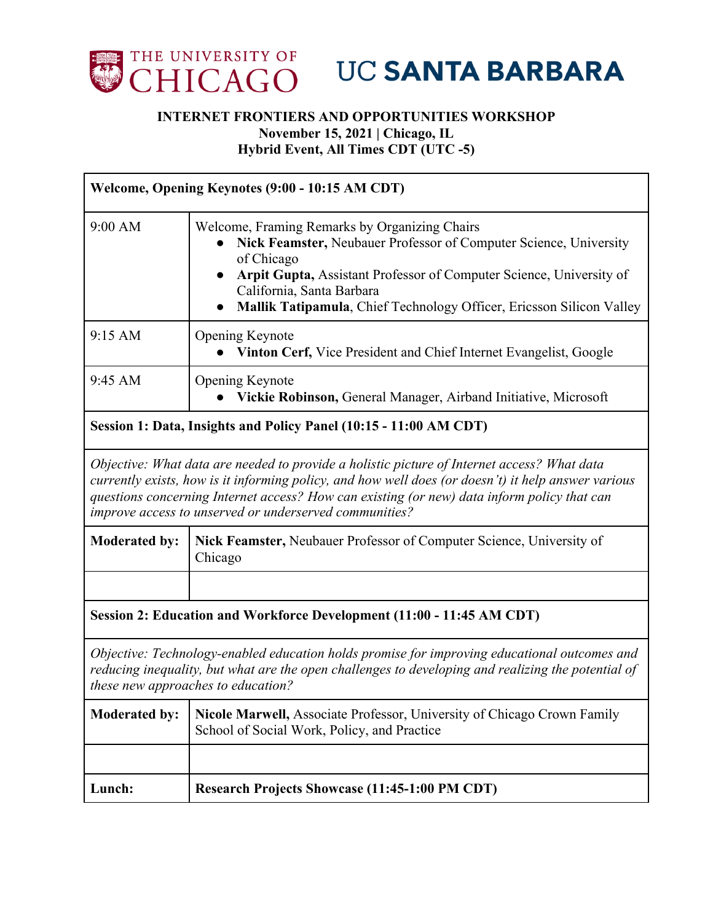THE UNIVERSITY OF CHICAGO | UC SANTA BARBARA

**INTERNET FRONTIERS AND OPPORTUNITIES WORKSHOP**
**November 15, 2021 | Chicago, IL**
**Hybrid Event, All Times CDT (UTC -5)**

| **Welcome, Opening Keynotes (9:00 - 10:15 AM CDT)** | |
|---|---|
| 9:00 AM | Welcome, Framing Remarks by Organizing Chairs<br>• **Nick Feamster,** Neubauer Professor of Computer Science, University of Chicago<br>• **Arpit Gupta,** Assistant Professor of Computer Science, University of California, Santa Barbara<br>• **Mallik Tatipamula**, Chief Technology Officer, Ericsson Silicon Valley |
| 9:15 AM | Opening Keynote<br>• **Vinton Cerf,** Vice President and Chief Internet Evangelist, Google |
| 9:45 AM | Opening Keynote<br>• **Vickie Robinson,** General Manager, Airband Initiative, Microsoft |
| **Session 1: Data, Insights and Policy Panel (10:15 - 11:00 AM CDT)** | |
| *Objective: What data are needed to provide a holistic picture of Internet access? What data currently exists, how is it informing policy, and how well does (or doesn't) it help answer various questions concerning Internet access? How can existing (or new) data inform policy that can improve access to unserved or underserved communities?* | |
| **Moderated by:** | **Nick Feamster,** Neubauer Professor of Computer Science, University of Chicago |
| | |
| **Session 2: Education and Workforce Development (11:00 - 11:45 AM CDT)** | |
| *Objective: Technology-enabled education holds promise for improving educational outcomes and reducing inequality, but what are the open challenges to developing and realizing the potential of these new approaches to education?* | |
| **Moderated by:** | **Nicole Marwell,** Associate Professor, University of Chicago Crown Family School of Social Work, Policy, and Practice |
| | |
| **Lunch:** | **Research Projects Showcase (11:45-1:00 PM CDT)** |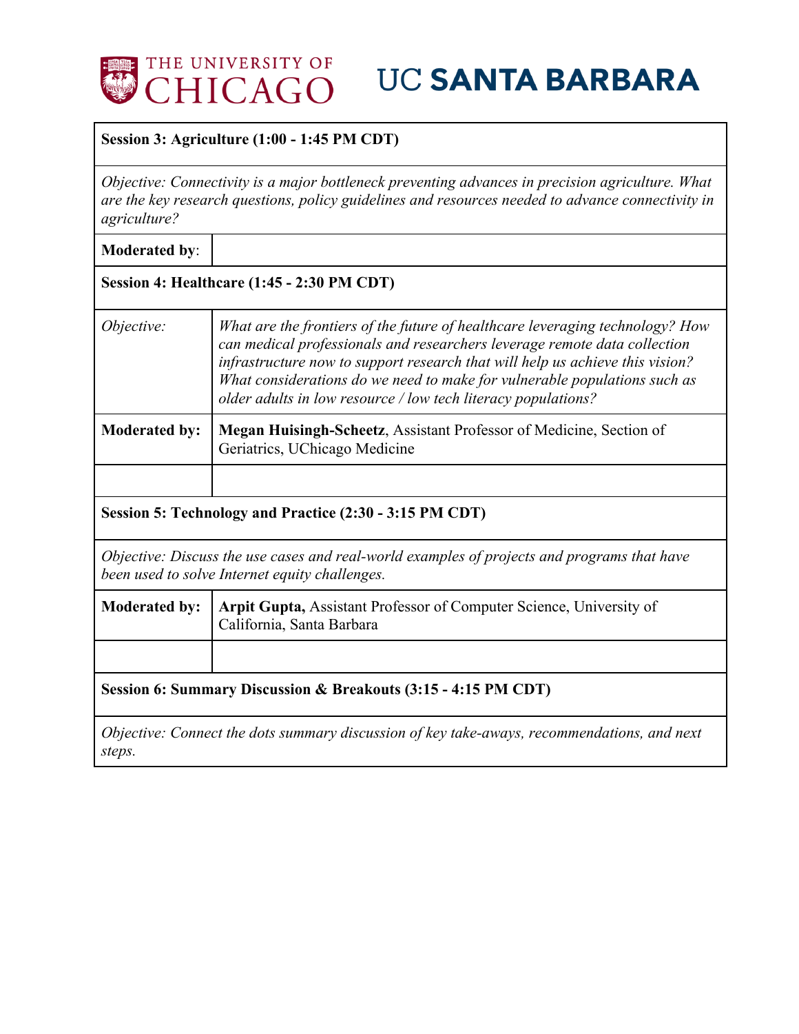THE UNIVERSITY OF CHICAGO UC SANTA BARBARA

| | |
|---|---|
| **Session 3: Agriculture (1:00 - 1:45 PM CDT)** | |
| *Objective: Connectivity is a major bottleneck preventing advances in precision agriculture. What are the key research questions, policy guidelines and resources needed to advance connectivity in agriculture?* | |
| **Moderated by**: | |
| **Session 4: Healthcare (1:45 - 2:30 PM CDT)** | |
| *Objective:* | *What are the frontiers of the future of healthcare leveraging technology? How can medical professionals and researchers leverage remote data collection infrastructure now to support research that will help us achieve this vision? What considerations do we need to make for vulnerable populations such as older adults in low resource / low tech literacy populations?* |
| **Moderated by:** | **Megan Huisingh-Scheetz**, Assistant Professor of Medicine, Section of Geriatrics, UChicago Medicine |
| | |
| **Session 5: Technology and Practice (2:30 - 3:15 PM CDT)** | |
| *Objective: Discuss the use cases and real-world examples of projects and programs that have been used to solve Internet equity challenges.* | |
| **Moderated by:** | **Arpit Gupta,** Assistant Professor of Computer Science, University of California, Santa Barbara |
| | |
| **Session 6: Summary Discussion & Breakouts (3:15 - 4:15 PM CDT)** | |
| *Objective: Connect the dots summary discussion of key take-aways, recommendations, and next steps.* | |